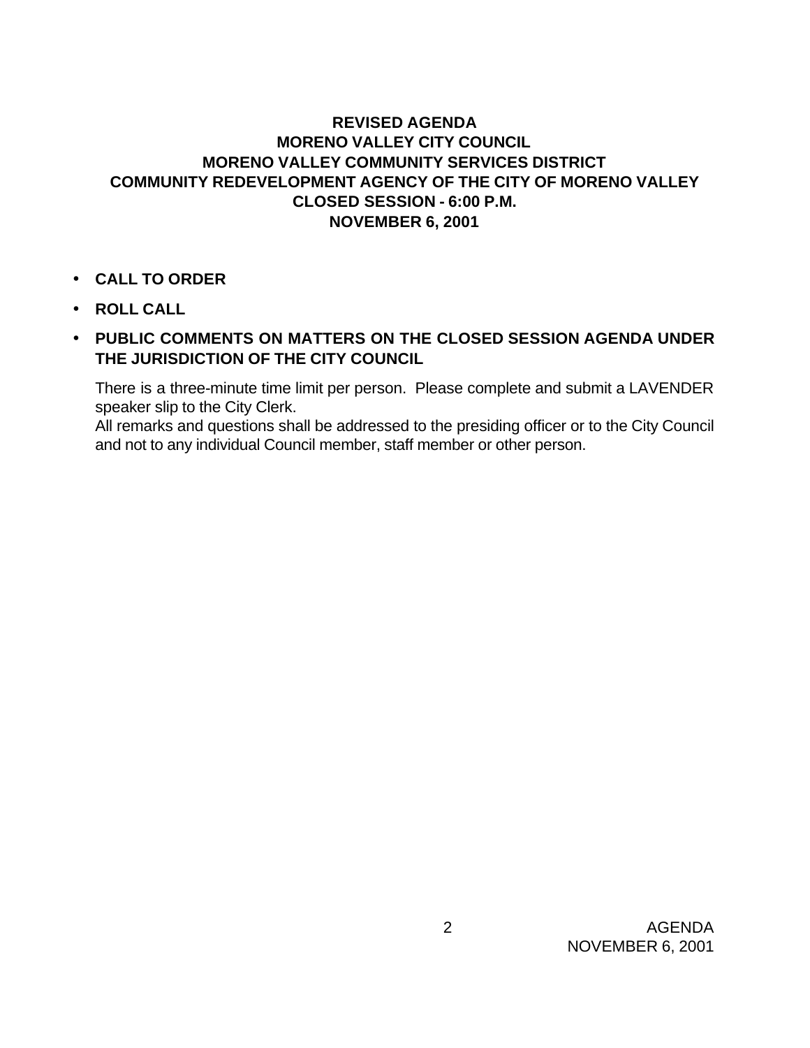# REVISED AGENDA
# MORENO VALLEY CITY COUNCIL
# MORENO VALLEY COMMUNITY SERVICES DISTRICT
# COMMUNITY REDEVELOPMENT AGENCY OF THE CITY OF MORENO VALLEY
# CLOSED SESSION - 6:00 P.M.
# NOVEMBER 6, 2001

- **CALL TO ORDER**
- **ROLL CALL**
- **PUBLIC COMMENTS ON MATTERS ON THE CLOSED SESSION AGENDA UNDER THE JURISDICTION OF THE CITY COUNCIL**

  There is a three-minute time limit per person. Please complete and submit a LAVENDER speaker slip to the City Clerk.
  All remarks and questions shall be addressed to the presiding officer or to the City Council and not to any individual Council member, staff member or other person.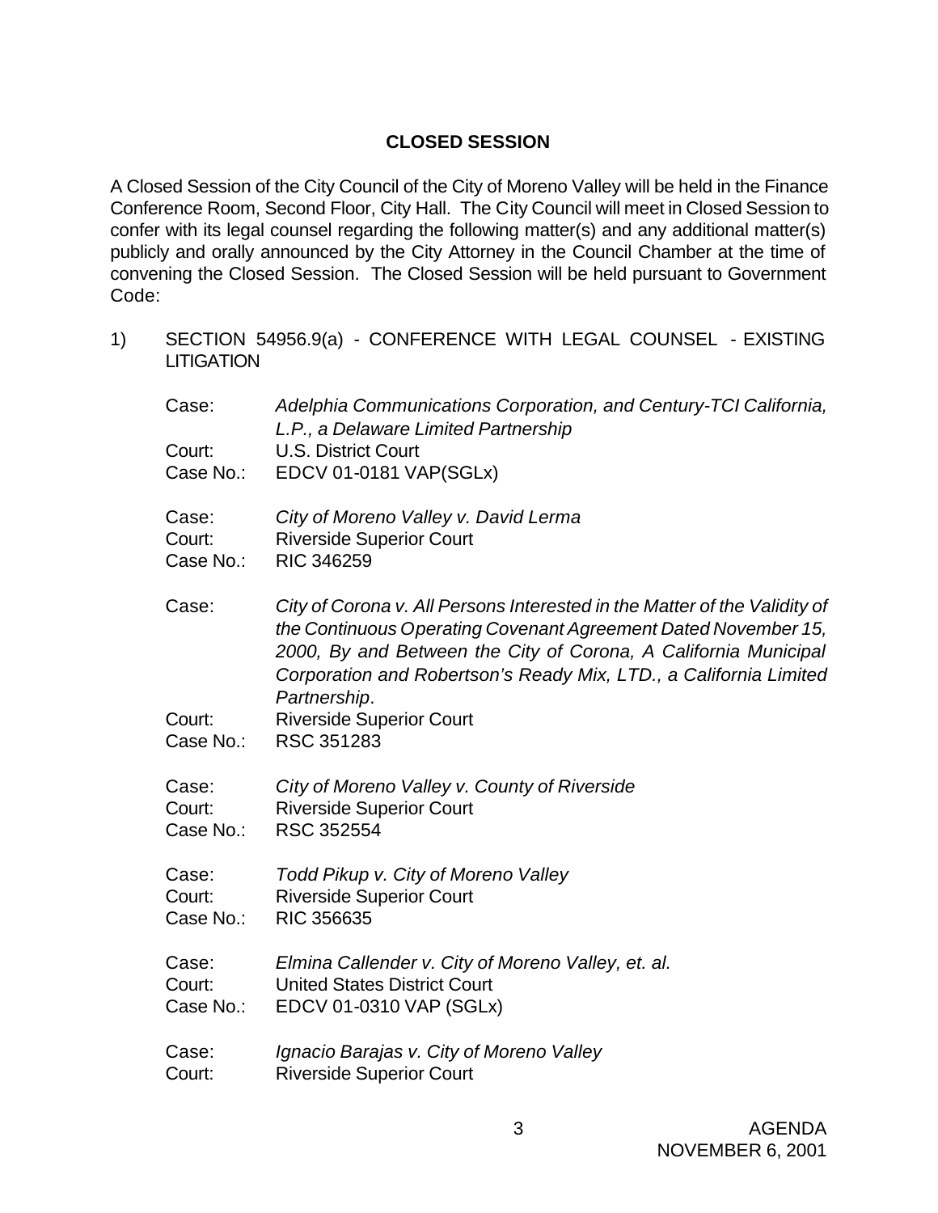## CLOSED SESSION

A Closed Session of the City Council of the City of Moreno Valley will be held in the Finance Conference Room, Second Floor, City Hall. The City Council will meet in Closed Session to confer with its legal counsel regarding the following matter(s) and any additional matter(s) publicly and orally announced by the City Attorney in the Council Chamber at the time of convening the Closed Session. The Closed Session will be held pursuant to Government Code:

1) SECTION 54956.9(a) - CONFERENCE WITH LEGAL COUNSEL - EXISTING LITIGATION

Case: *Adelphia Communications Corporation, and Century-TCI California, L.P., a Delaware Limited Partnership*
Court: U.S. District Court
Case No.: EDCV 01-0181 VAP(SGLx)

Case: *City of Moreno Valley v. David Lerma*
Court: Riverside Superior Court
Case No.: RIC 346259

Case: *City of Corona v. All Persons Interested in the Matter of the Validity of the Continuous Operating Covenant Agreement Dated November 15, 2000, By and Between the City of Corona, A California Municipal Corporation and Robertson's Ready Mix, LTD., a California Limited Partnership*.
Court: Riverside Superior Court
Case No.: RSC 351283

Case: *City of Moreno Valley v. County of Riverside*
Court: Riverside Superior Court
Case No.: RSC 352554

Case: *Todd Pikup v. City of Moreno Valley*
Court: Riverside Superior Court
Case No.: RIC 356635

Case: *Elmina Callender v. City of Moreno Valley, et. al.*
Court: United States District Court
Case No.: EDCV 01-0310 VAP (SGLx)

Case: *Ignacio Barajas v. City of Moreno Valley*
Court: Riverside Superior Court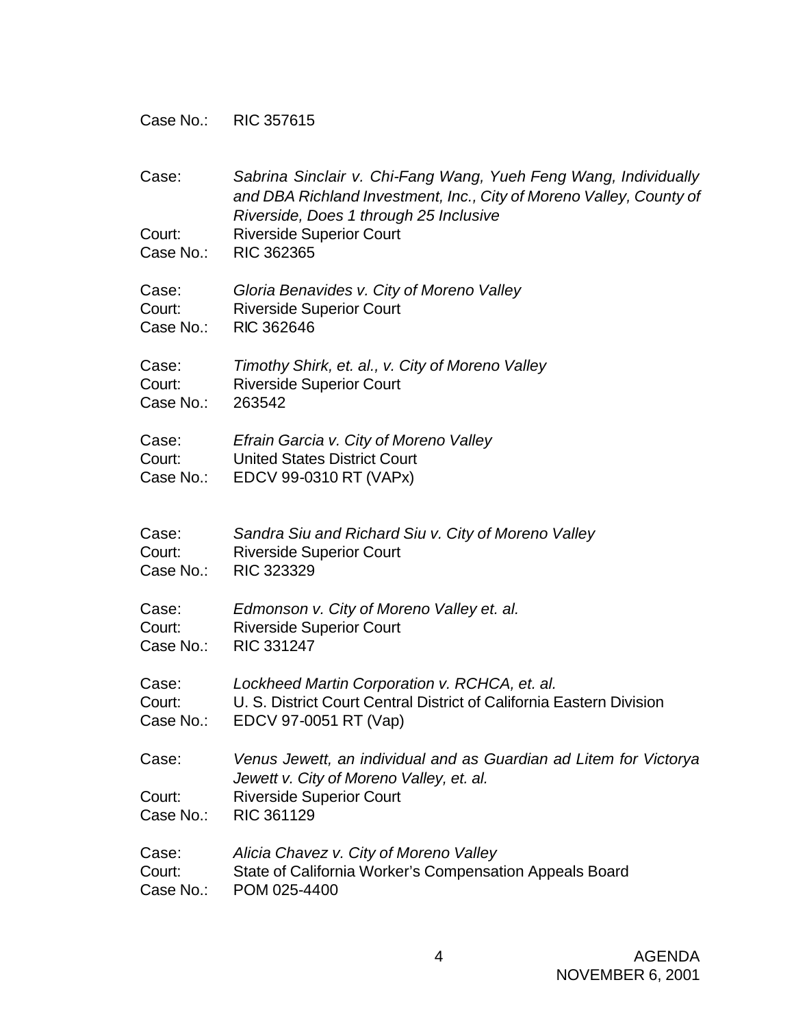Case No.: RIC 357615

Case: *Sabrina Sinclair v. Chi-Fang Wang, Yueh Feng Wang, Individually and DBA Richland Investment, Inc., City of Moreno Valley, County of Riverside, Does 1 through 25 Inclusive*
Court: Riverside Superior Court
Case No.: RIC 362365

Case: *Gloria Benavides v. City of Moreno Valley*
Court: Riverside Superior Court
Case No.: RIC 362646

Case: *Timothy Shirk, et. al., v. City of Moreno Valley*
Court: Riverside Superior Court
Case No.: 263542

Case: *Efrain Garcia v. City of Moreno Valley*
Court: United States District Court
Case No.: EDCV 99-0310 RT (VAPx)

Case: *Sandra Siu and Richard Siu v. City of Moreno Valley*
Court: Riverside Superior Court
Case No.: RIC 323329

Case: *Edmonson v. City of Moreno Valley et. al.*
Court: Riverside Superior Court
Case No.: RIC 331247

Case: *Lockheed Martin Corporation v. RCHCA, et. al.*
Court: U. S. District Court Central District of California Eastern Division
Case No.: EDCV 97-0051 RT (Vap)

Case: *Venus Jewett, an individual and as Guardian ad Litem for Victorya Jewett v. City of Moreno Valley, et. al.*
Court: Riverside Superior Court
Case No.: RIC 361129

Case: *Alicia Chavez v. City of Moreno Valley*
Court: State of California Worker's Compensation Appeals Board
Case No.: POM 025-4400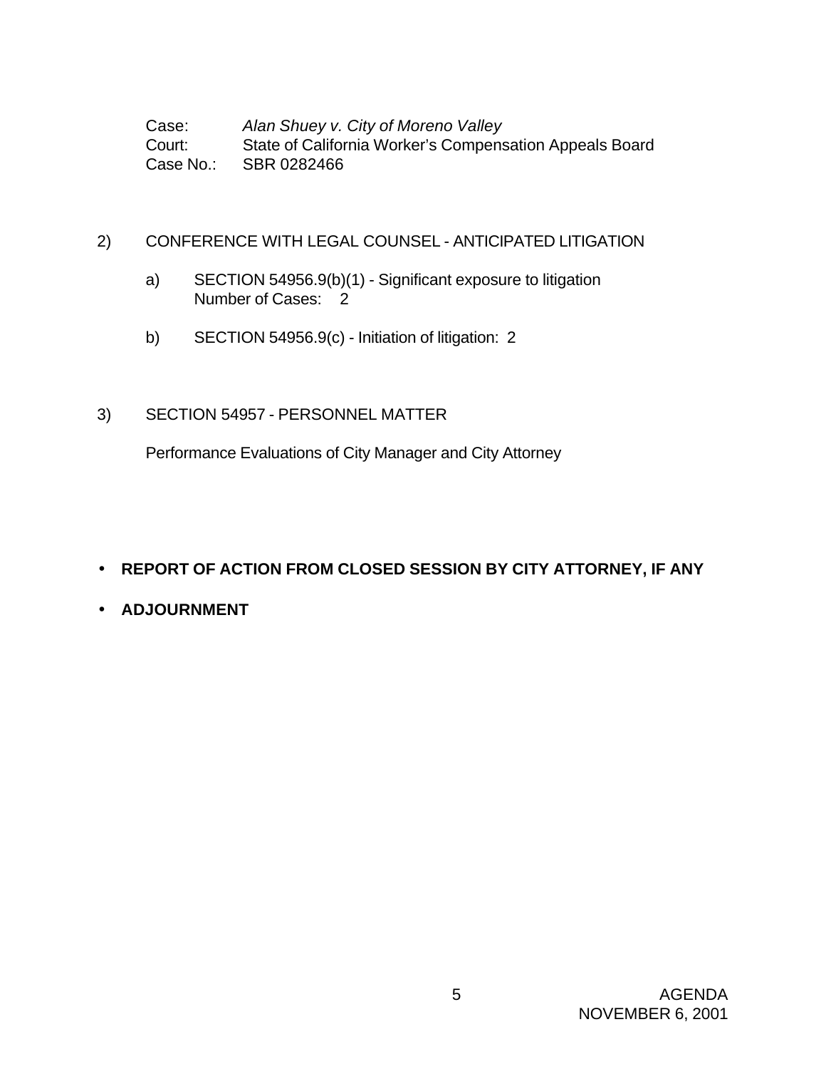Case: *Alan Shuey v. City of Moreno Valley*
Court: State of California Worker's Compensation Appeals Board
Case No.: SBR 0282466

2) CONFERENCE WITH LEGAL COUNSEL - ANTICIPATED LITIGATION

   a) SECTION 54956.9(b)(1) - Significant exposure to litigation
      Number of Cases: 2

   b) SECTION 54956.9(c) - Initiation of litigation: 2

3) SECTION 54957 - PERSONNEL MATTER

   Performance Evaluations of City Manager and City Attorney

- **REPORT OF ACTION FROM CLOSED SESSION BY CITY ATTORNEY, IF ANY**
- **ADJOURNMENT**